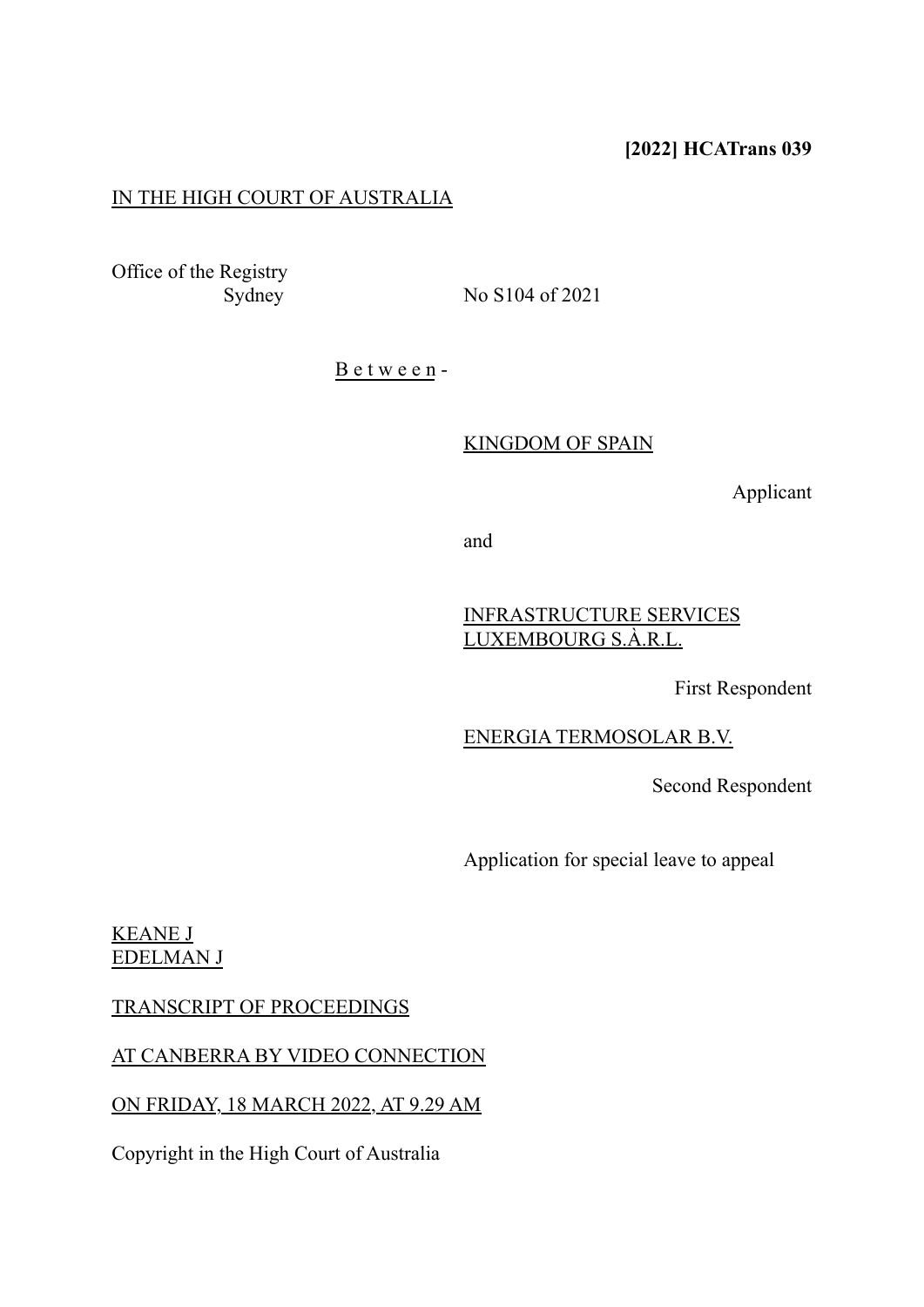**[2022] HCATrans 039**

IN THE HIGH COURT OF AUSTRALIA

Office of the Registry
Sydney No S104 of 2021

B e t w e e n -

KINGDOM OF SPAIN

Applicant

and

INFRASTRUCTURE SERVICES LUXEMBOURG S.À.R.L.

First Respondent

ENERGIA TERMOSOLAR B.V.

Second Respondent

Application for special leave to appeal

KEANE J
EDELMAN J

TRANSCRIPT OF PROCEEDINGS

AT CANBERRA BY VIDEO CONNECTION

ON FRIDAY, 18 MARCH 2022, AT 9.29 AM

Copyright in the High Court of Australia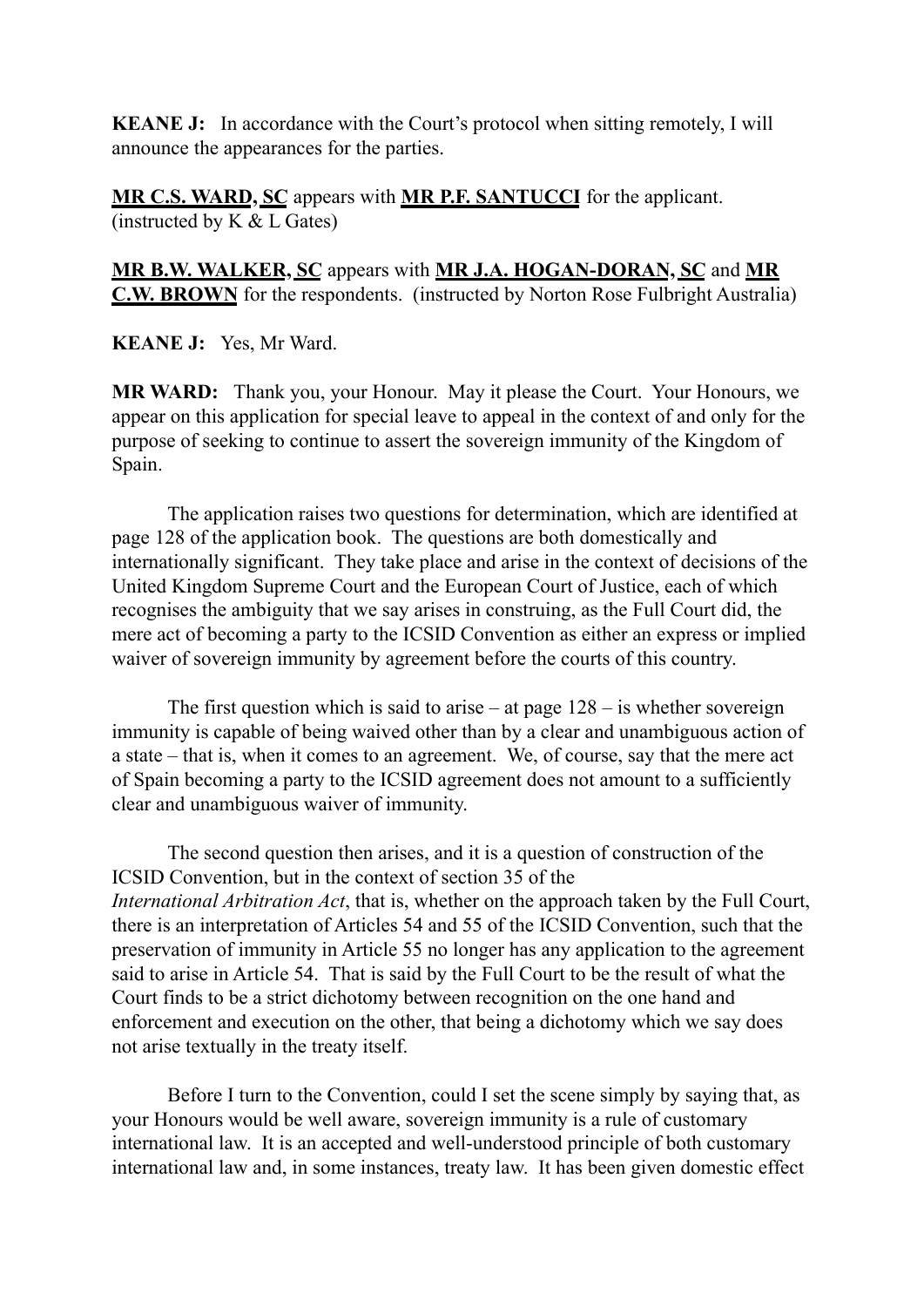**KEANE J:** In accordance with the Court's protocol when sitting remotely, I will announce the appearances for the parties.

**MR C.S. WARD, SC** appears with **MR P.F. SANTUCCI** for the applicant. (instructed by K & L Gates)

**MR B.W. WALKER, SC** appears with **MR J.A. HOGAN-DORAN, SC** and **MR C.W. BROWN** for the respondents. (instructed by Norton Rose Fulbright Australia)

**KEANE J:** Yes, Mr Ward.

**MR WARD:** Thank you, your Honour. May it please the Court. Your Honours, we appear on this application for special leave to appeal in the context of and only for the purpose of seeking to continue to assert the sovereign immunity of the Kingdom of Spain.

The application raises two questions for determination, which are identified at page 128 of the application book. The questions are both domestically and internationally significant. They take place and arise in the context of decisions of the United Kingdom Supreme Court and the European Court of Justice, each of which recognises the ambiguity that we say arises in construing, as the Full Court did, the mere act of becoming a party to the ICSID Convention as either an express or implied waiver of sovereign immunity by agreement before the courts of this country.

The first question which is said to arise – at page 128 – is whether sovereign immunity is capable of being waived other than by a clear and unambiguous action of a state – that is, when it comes to an agreement. We, of course, say that the mere act of Spain becoming a party to the ICSID agreement does not amount to a sufficiently clear and unambiguous waiver of immunity.

The second question then arises, and it is a question of construction of the ICSID Convention, but in the context of section 35 of the *International Arbitration Act*, that is, whether on the approach taken by the Full Court, there is an interpretation of Articles 54 and 55 of the ICSID Convention, such that the preservation of immunity in Article 55 no longer has any application to the agreement said to arise in Article 54. That is said by the Full Court to be the result of what the Court finds to be a strict dichotomy between recognition on the one hand and enforcement and execution on the other, that being a dichotomy which we say does not arise textually in the treaty itself.

Before I turn to the Convention, could I set the scene simply by saying that, as your Honours would be well aware, sovereign immunity is a rule of customary international law. It is an accepted and well-understood principle of both customary international law and, in some instances, treaty law. It has been given domestic effect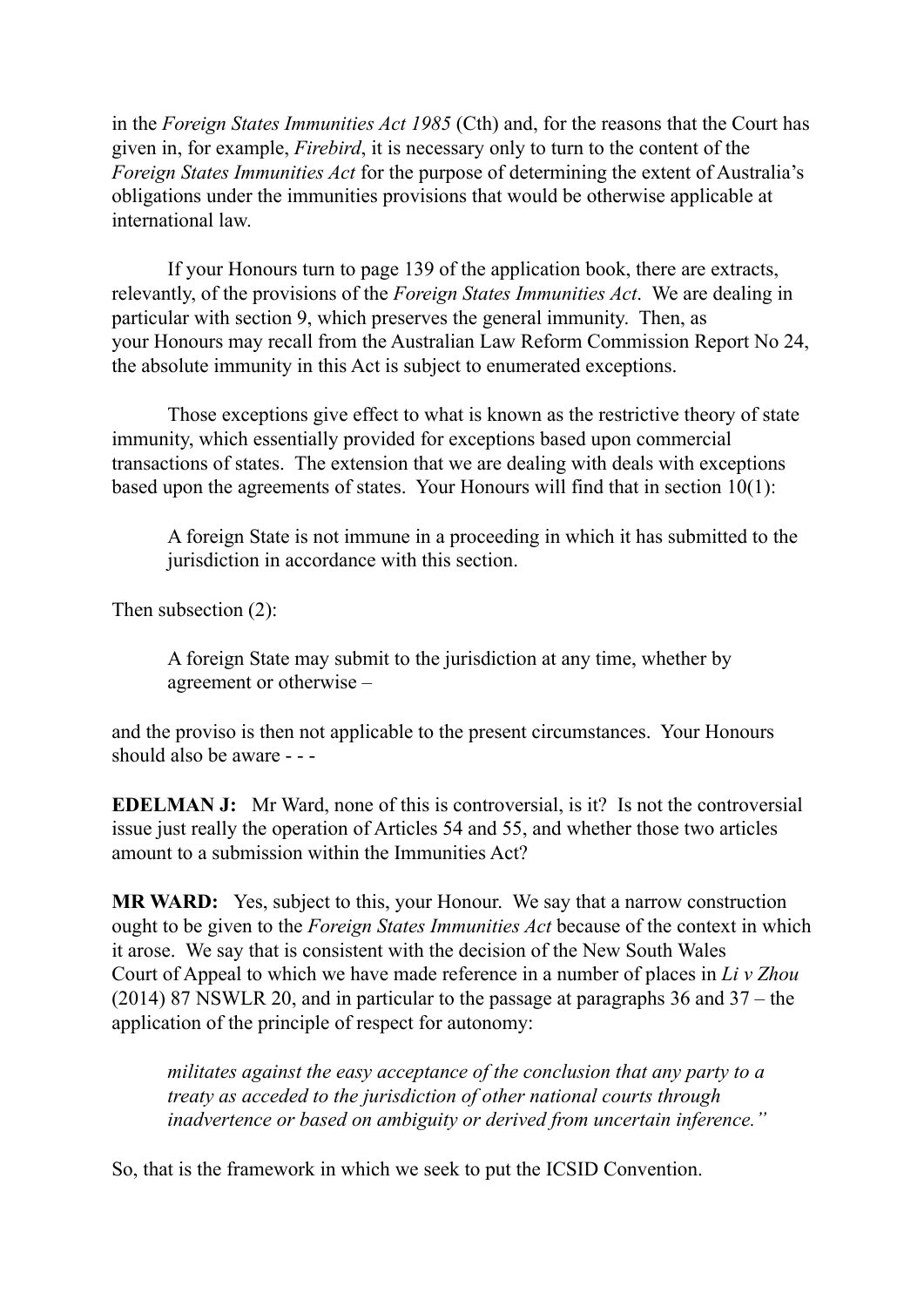in the *Foreign States Immunities Act 1985* (Cth) and, for the reasons that the Court has given in, for example, *Firebird*, it is necessary only to turn to the content of the *Foreign States Immunities Act* for the purpose of determining the extent of Australia's obligations under the immunities provisions that would be otherwise applicable at international law.

If your Honours turn to page 139 of the application book, there are extracts, relevantly, of the provisions of the *Foreign States Immunities Act*. We are dealing in particular with section 9, which preserves the general immunity. Then, as your Honours may recall from the Australian Law Reform Commission Report No 24, the absolute immunity in this Act is subject to enumerated exceptions.

Those exceptions give effect to what is known as the restrictive theory of state immunity, which essentially provided for exceptions based upon commercial transactions of states. The extension that we are dealing with deals with exceptions based upon the agreements of states. Your Honours will find that in section 10(1):

> A foreign State is not immune in a proceeding in which it has submitted to the jurisdiction in accordance with this section.

Then subsection (2):

> A foreign State may submit to the jurisdiction at any time, whether by agreement or otherwise –

and the proviso is then not applicable to the present circumstances. Your Honours should also be aware - - -

**EDELMAN J:** Mr Ward, none of this is controversial, is it? Is not the controversial issue just really the operation of Articles 54 and 55, and whether those two articles amount to a submission within the Immunities Act?

**MR WARD:** Yes, subject to this, your Honour. We say that a narrow construction ought to be given to the *Foreign States Immunities Act* because of the context in which it arose. We say that is consistent with the decision of the New South Wales Court of Appeal to which we have made reference in a number of places in *Li v Zhou* (2014) 87 NSWLR 20, and in particular to the passage at paragraphs 36 and 37 – the application of the principle of respect for autonomy:

> *militates against the easy acceptance of the conclusion that any party to a treaty as acceded to the jurisdiction of other national courts through inadvertence or based on ambiguity or derived from uncertain inference."*

So, that is the framework in which we seek to put the ICSID Convention.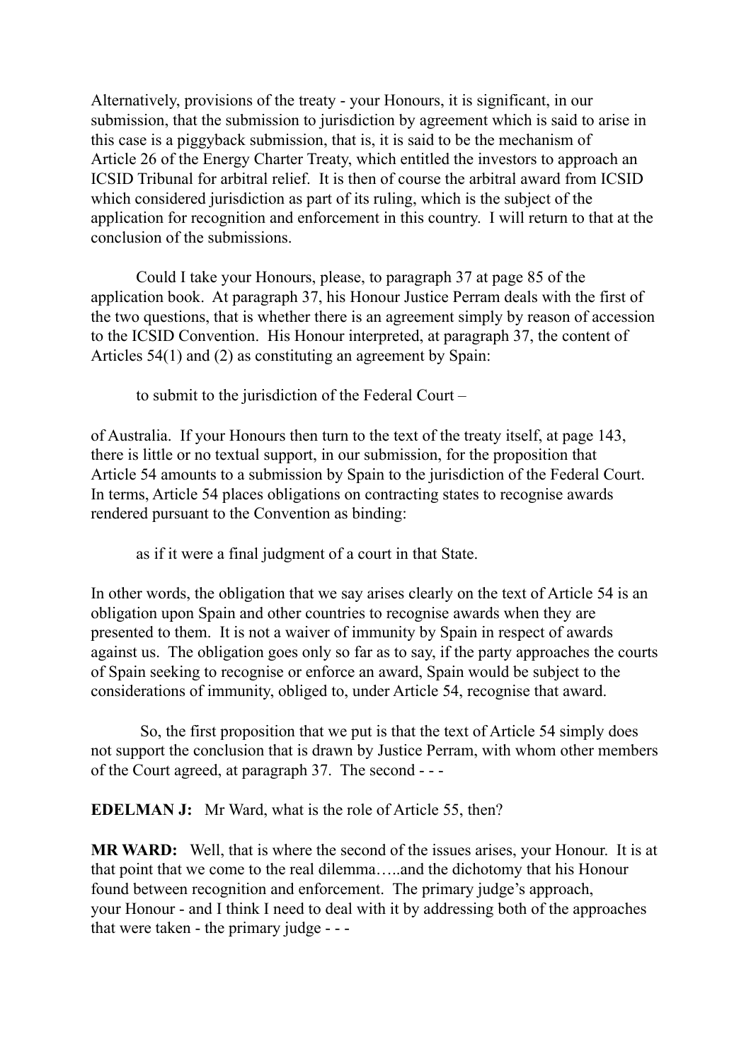Alternatively, provisions of the treaty - your Honours, it is significant, in our submission, that the submission to jurisdiction by agreement which is said to arise in this case is a piggyback submission, that is, it is said to be the mechanism of Article 26 of the Energy Charter Treaty, which entitled the investors to approach an ICSID Tribunal for arbitral relief. It is then of course the arbitral award from ICSID which considered jurisdiction as part of its ruling, which is the subject of the application for recognition and enforcement in this country. I will return to that at the conclusion of the submissions.

Could I take your Honours, please, to paragraph 37 at page 85 of the application book. At paragraph 37, his Honour Justice Perram deals with the first of the two questions, that is whether there is an agreement simply by reason of accession to the ICSID Convention. His Honour interpreted, at paragraph 37, the content of Articles 54(1) and (2) as constituting an agreement by Spain:

> to submit to the jurisdiction of the Federal Court –

of Australia. If your Honours then turn to the text of the treaty itself, at page 143, there is little or no textual support, in our submission, for the proposition that Article 54 amounts to a submission by Spain to the jurisdiction of the Federal Court. In terms, Article 54 places obligations on contracting states to recognise awards rendered pursuant to the Convention as binding:

> as if it were a final judgment of a court in that State.

In other words, the obligation that we say arises clearly on the text of Article 54 is an obligation upon Spain and other countries to recognise awards when they are presented to them. It is not a waiver of immunity by Spain in respect of awards against us. The obligation goes only so far as to say, if the party approaches the courts of Spain seeking to recognise or enforce an award, Spain would be subject to the considerations of immunity, obliged to, under Article 54, recognise that award.

So, the first proposition that we put is that the text of Article 54 simply does not support the conclusion that is drawn by Justice Perram, with whom other members of the Court agreed, at paragraph 37. The second - - -

**EDELMAN J:** Mr Ward, what is the role of Article 55, then?

**MR WARD:** Well, that is where the second of the issues arises, your Honour. It is at that point that we come to the real dilemma…..and the dichotomy that his Honour found between recognition and enforcement. The primary judge's approach, your Honour - and I think I need to deal with it by addressing both of the approaches that were taken - the primary judge - - -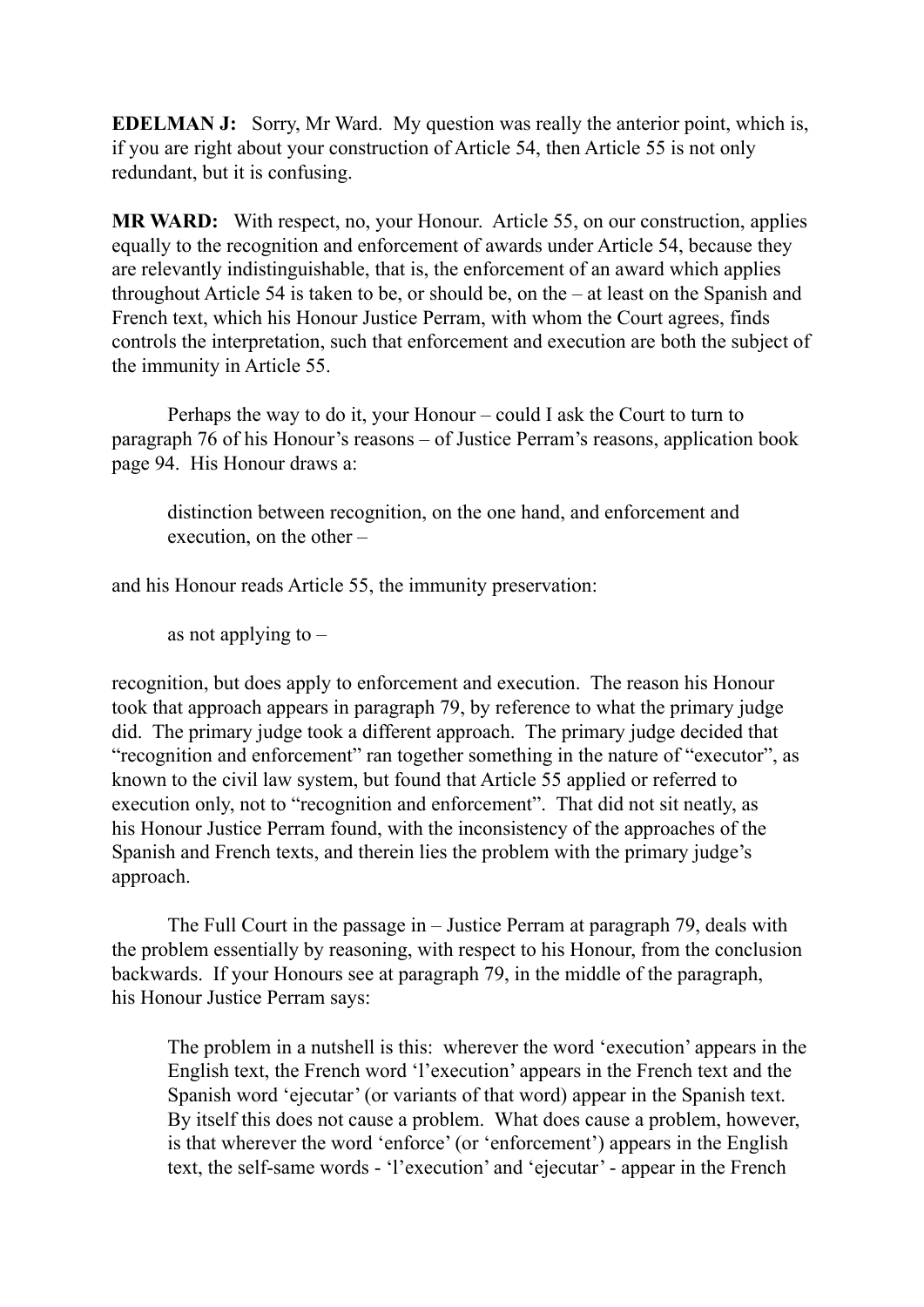**EDELMAN J:** Sorry, Mr Ward. My question was really the anterior point, which is, if you are right about your construction of Article 54, then Article 55 is not only redundant, but it is confusing.

**MR WARD:** With respect, no, your Honour. Article 55, on our construction, applies equally to the recognition and enforcement of awards under Article 54, because they are relevantly indistinguishable, that is, the enforcement of an award which applies throughout Article 54 is taken to be, or should be, on the – at least on the Spanish and French text, which his Honour Justice Perram, with whom the Court agrees, finds controls the interpretation, such that enforcement and execution are both the subject of the immunity in Article 55.

Perhaps the way to do it, your Honour – could I ask the Court to turn to paragraph 76 of his Honour's reasons – of Justice Perram's reasons, application book page 94. His Honour draws a:

> distinction between recognition, on the one hand, and enforcement and execution, on the other –

and his Honour reads Article 55, the immunity preservation:

> as not applying to –

recognition, but does apply to enforcement and execution. The reason his Honour took that approach appears in paragraph 79, by reference to what the primary judge did. The primary judge took a different approach. The primary judge decided that "recognition and enforcement" ran together something in the nature of "executor", as known to the civil law system, but found that Article 55 applied or referred to execution only, not to "recognition and enforcement". That did not sit neatly, as his Honour Justice Perram found, with the inconsistency of the approaches of the Spanish and French texts, and therein lies the problem with the primary judge's approach.

The Full Court in the passage in – Justice Perram at paragraph 79, deals with the problem essentially by reasoning, with respect to his Honour, from the conclusion backwards. If your Honours see at paragraph 79, in the middle of the paragraph, his Honour Justice Perram says:

> The problem in a nutshell is this: wherever the word 'execution' appears in the English text, the French word 'l'execution' appears in the French text and the Spanish word 'ejecutar' (or variants of that word) appear in the Spanish text. By itself this does not cause a problem. What does cause a problem, however, is that wherever the word 'enforce' (or 'enforcement') appears in the English text, the self-same words - 'l'execution' and 'ejecutar' - appear in the French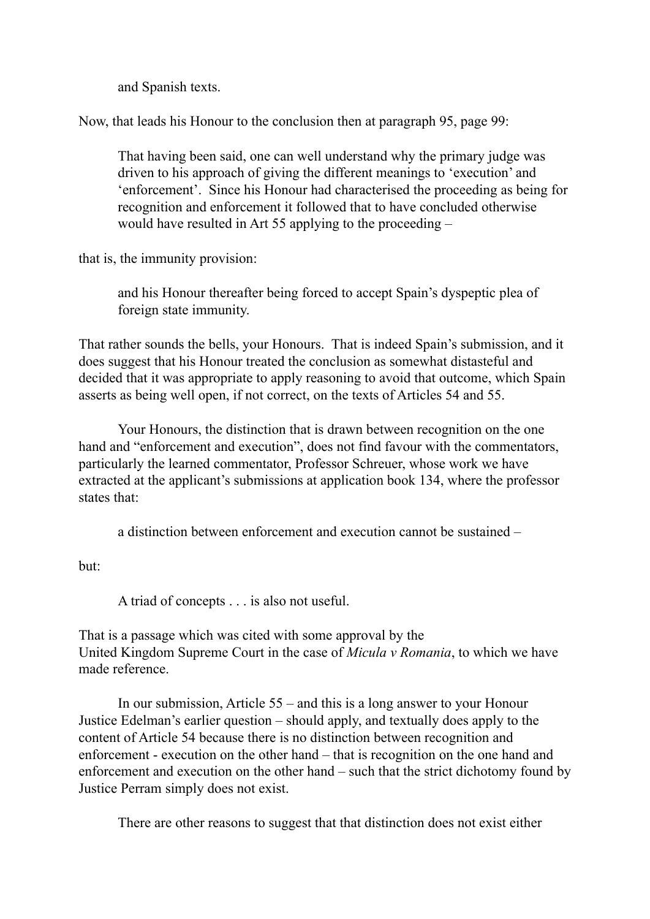and Spanish texts.

Now, that leads his Honour to the conclusion then at paragraph 95, page 99:

> That having been said, one can well understand why the primary judge was driven to his approach of giving the different meanings to 'execution' and 'enforcement'. Since his Honour had characterised the proceeding as being for recognition and enforcement it followed that to have concluded otherwise would have resulted in Art 55 applying to the proceeding –

that is, the immunity provision:

> and his Honour thereafter being forced to accept Spain's dyspeptic plea of foreign state immunity.

That rather sounds the bells, your Honours. That is indeed Spain's submission, and it does suggest that his Honour treated the conclusion as somewhat distasteful and decided that it was appropriate to apply reasoning to avoid that outcome, which Spain asserts as being well open, if not correct, on the texts of Articles 54 and 55.

Your Honours, the distinction that is drawn between recognition on the one hand and "enforcement and execution", does not find favour with the commentators, particularly the learned commentator, Professor Schreuer, whose work we have extracted at the applicant's submissions at application book 134, where the professor states that:

> a distinction between enforcement and execution cannot be sustained –

but:

> A triad of concepts . . . is also not useful.

That is a passage which was cited with some approval by the United Kingdom Supreme Court in the case of *Micula v Romania*, to which we have made reference.

In our submission, Article 55 – and this is a long answer to your Honour Justice Edelman's earlier question – should apply, and textually does apply to the content of Article 54 because there is no distinction between recognition and enforcement - execution on the other hand – that is recognition on the one hand and enforcement and execution on the other hand – such that the strict dichotomy found by Justice Perram simply does not exist.

There are other reasons to suggest that that distinction does not exist either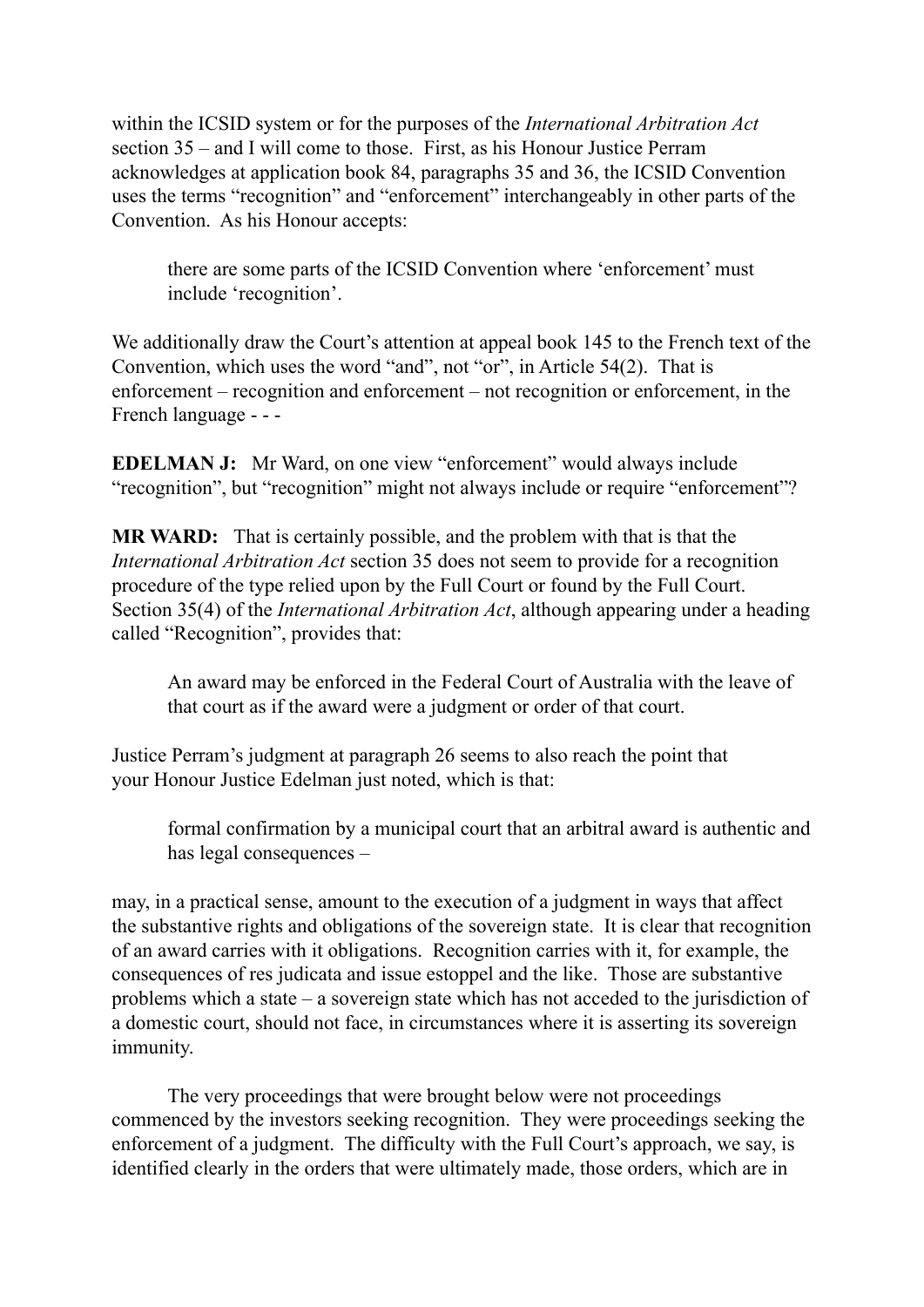within the ICSID system or for the purposes of the *International Arbitration Act* section 35 – and I will come to those. First, as his Honour Justice Perram acknowledges at application book 84, paragraphs 35 and 36, the ICSID Convention uses the terms "recognition" and "enforcement" interchangeably in other parts of the Convention. As his Honour accepts:

> there are some parts of the ICSID Convention where 'enforcement' must include 'recognition'.

We additionally draw the Court's attention at appeal book 145 to the French text of the Convention, which uses the word "and", not "or", in Article 54(2). That is enforcement – recognition and enforcement – not recognition or enforcement, in the French language - - -

**EDELMAN J:** Mr Ward, on one view "enforcement" would always include "recognition", but "recognition" might not always include or require "enforcement"?

**MR WARD:** That is certainly possible, and the problem with that is that the *International Arbitration Act* section 35 does not seem to provide for a recognition procedure of the type relied upon by the Full Court or found by the Full Court. Section 35(4) of the *International Arbitration Act*, although appearing under a heading called "Recognition", provides that:

> An award may be enforced in the Federal Court of Australia with the leave of that court as if the award were a judgment or order of that court.

Justice Perram's judgment at paragraph 26 seems to also reach the point that your Honour Justice Edelman just noted, which is that:

> formal confirmation by a municipal court that an arbitral award is authentic and has legal consequences –

may, in a practical sense, amount to the execution of a judgment in ways that affect the substantive rights and obligations of the sovereign state. It is clear that recognition of an award carries with it obligations. Recognition carries with it, for example, the consequences of res judicata and issue estoppel and the like. Those are substantive problems which a state – a sovereign state which has not acceded to the jurisdiction of a domestic court, should not face, in circumstances where it is asserting its sovereign immunity.

The very proceedings that were brought below were not proceedings commenced by the investors seeking recognition. They were proceedings seeking the enforcement of a judgment. The difficulty with the Full Court's approach, we say, is identified clearly in the orders that were ultimately made, those orders, which are in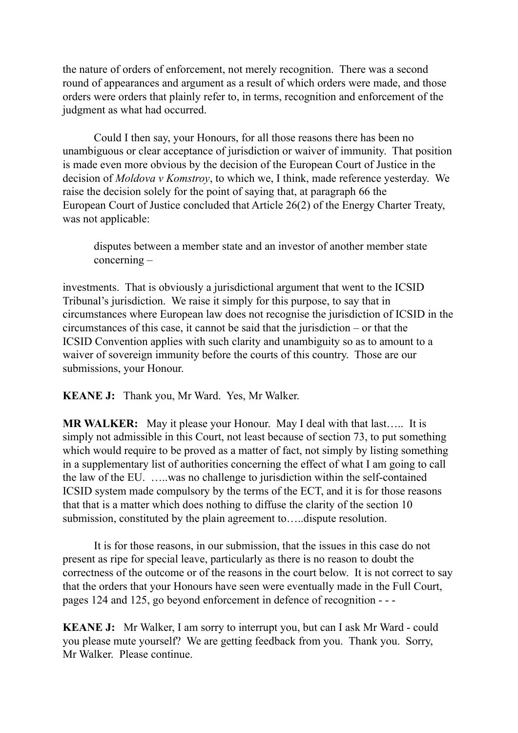the nature of orders of enforcement, not merely recognition. There was a second round of appearances and argument as a result of which orders were made, and those orders were orders that plainly refer to, in terms, recognition and enforcement of the judgment as what had occurred.

Could I then say, your Honours, for all those reasons there has been no unambiguous or clear acceptance of jurisdiction or waiver of immunity. That position is made even more obvious by the decision of the European Court of Justice in the decision of *Moldova v Komstroy*, to which we, I think, made reference yesterday. We raise the decision solely for the point of saying that, at paragraph 66 the European Court of Justice concluded that Article 26(2) of the Energy Charter Treaty, was not applicable:

> disputes between a member state and an investor of another member state concerning –

investments. That is obviously a jurisdictional argument that went to the ICSID Tribunal's jurisdiction. We raise it simply for this purpose, to say that in circumstances where European law does not recognise the jurisdiction of ICSID in the circumstances of this case, it cannot be said that the jurisdiction – or that the ICSID Convention applies with such clarity and unambiguity so as to amount to a waiver of sovereign immunity before the courts of this country. Those are our submissions, your Honour.

**KEANE J:** Thank you, Mr Ward. Yes, Mr Walker.

**MR WALKER:** May it please your Honour. May I deal with that last….. It is simply not admissible in this Court, not least because of section 73, to put something which would require to be proved as a matter of fact, not simply by listing something in a supplementary list of authorities concerning the effect of what I am going to call the law of the EU. …..was no challenge to jurisdiction within the self-contained ICSID system made compulsory by the terms of the ECT, and it is for those reasons that that is a matter which does nothing to diffuse the clarity of the section 10 submission, constituted by the plain agreement to…..dispute resolution.

It is for those reasons, in our submission, that the issues in this case do not present as ripe for special leave, particularly as there is no reason to doubt the correctness of the outcome or of the reasons in the court below. It is not correct to say that the orders that your Honours have seen were eventually made in the Full Court, pages 124 and 125, go beyond enforcement in defence of recognition - - -

**KEANE J:** Mr Walker, I am sorry to interrupt you, but can I ask Mr Ward - could you please mute yourself? We are getting feedback from you. Thank you. Sorry, Mr Walker. Please continue.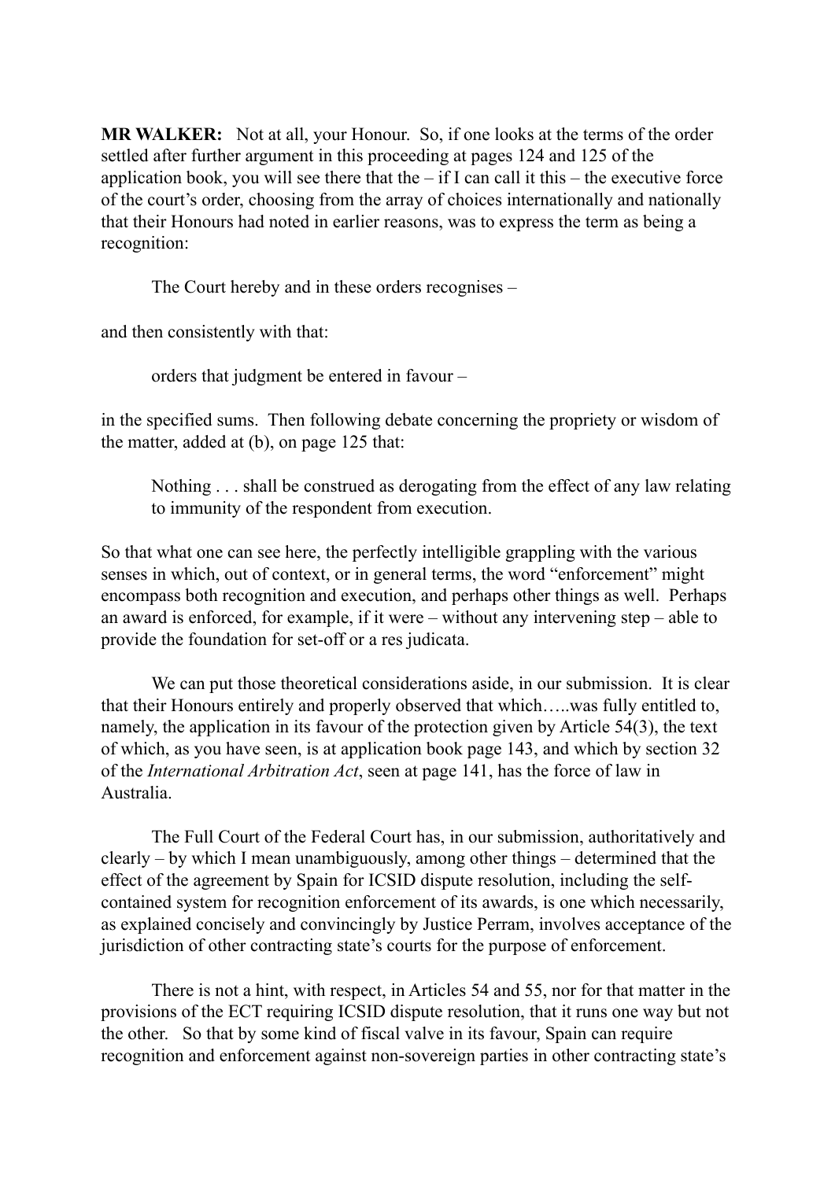**MR WALKER:** Not at all, your Honour. So, if one looks at the terms of the order settled after further argument in this proceeding at pages 124 and 125 of the application book, you will see there that the – if I can call it this – the executive force of the court's order, choosing from the array of choices internationally and nationally that their Honours had noted in earlier reasons, was to express the term as being a recognition:

> The Court hereby and in these orders recognises –

and then consistently with that:

> orders that judgment be entered in favour –

in the specified sums. Then following debate concerning the propriety or wisdom of the matter, added at (b), on page 125 that:

> Nothing . . . shall be construed as derogating from the effect of any law relating to immunity of the respondent from execution.

So that what one can see here, the perfectly intelligible grappling with the various senses in which, out of context, or in general terms, the word "enforcement" might encompass both recognition and execution, and perhaps other things as well. Perhaps an award is enforced, for example, if it were – without any intervening step – able to provide the foundation for set-off or a res judicata.

We can put those theoretical considerations aside, in our submission. It is clear that their Honours entirely and properly observed that which…..was fully entitled to, namely, the application in its favour of the protection given by Article 54(3), the text of which, as you have seen, is at application book page 143, and which by section 32 of the *International Arbitration Act*, seen at page 141, has the force of law in Australia.

The Full Court of the Federal Court has, in our submission, authoritatively and clearly – by which I mean unambiguously, among other things – determined that the effect of the agreement by Spain for ICSID dispute resolution, including the self-contained system for recognition enforcement of its awards, is one which necessarily, as explained concisely and convincingly by Justice Perram, involves acceptance of the jurisdiction of other contracting state's courts for the purpose of enforcement.

There is not a hint, with respect, in Articles 54 and 55, nor for that matter in the provisions of the ECT requiring ICSID dispute resolution, that it runs one way but not the other. So that by some kind of fiscal valve in its favour, Spain can require recognition and enforcement against non-sovereign parties in other contracting state's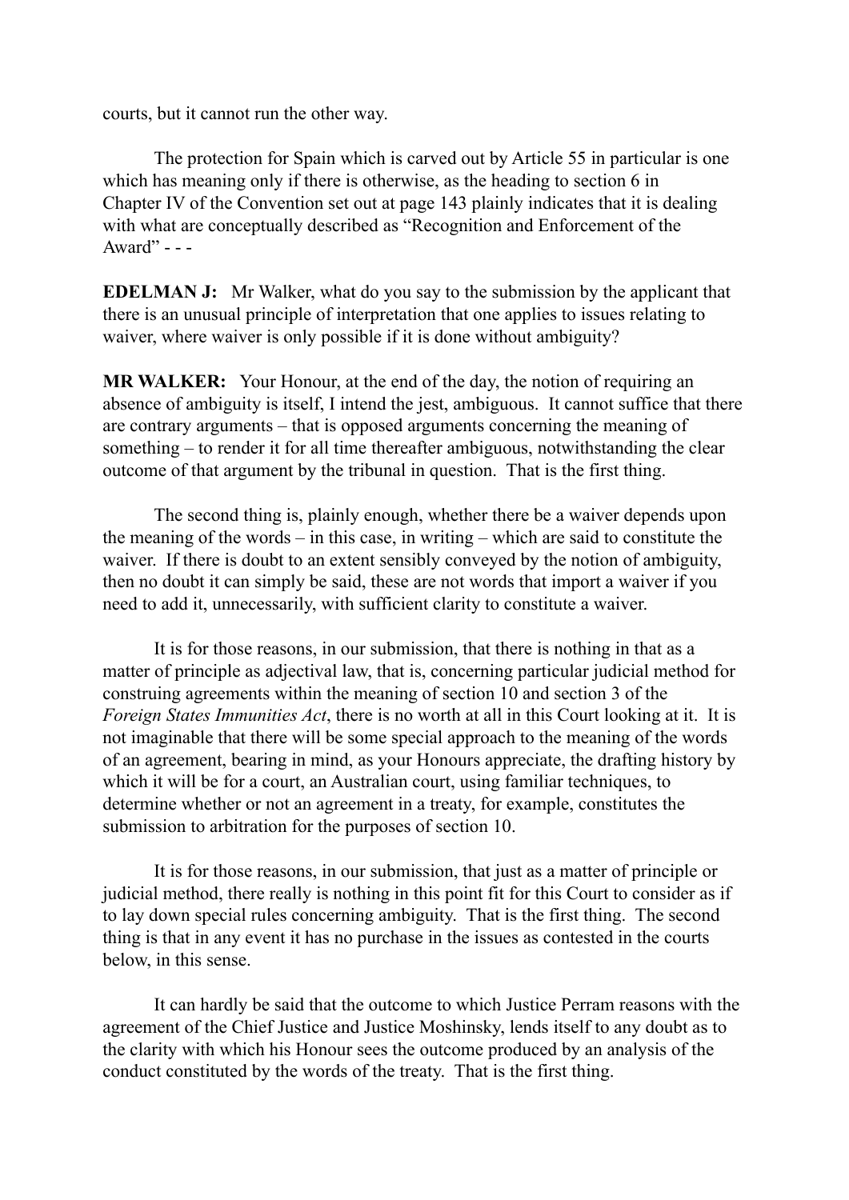courts, but it cannot run the other way.

The protection for Spain which is carved out by Article 55 in particular is one which has meaning only if there is otherwise, as the heading to section 6 in Chapter IV of the Convention set out at page 143 plainly indicates that it is dealing with what are conceptually described as "Recognition and Enforcement of the Award" - - -

**EDELMAN J:** Mr Walker, what do you say to the submission by the applicant that there is an unusual principle of interpretation that one applies to issues relating to waiver, where waiver is only possible if it is done without ambiguity?

**MR WALKER:** Your Honour, at the end of the day, the notion of requiring an absence of ambiguity is itself, I intend the jest, ambiguous. It cannot suffice that there are contrary arguments – that is opposed arguments concerning the meaning of something – to render it for all time thereafter ambiguous, notwithstanding the clear outcome of that argument by the tribunal in question. That is the first thing.

The second thing is, plainly enough, whether there be a waiver depends upon the meaning of the words – in this case, in writing – which are said to constitute the waiver. If there is doubt to an extent sensibly conveyed by the notion of ambiguity, then no doubt it can simply be said, these are not words that import a waiver if you need to add it, unnecessarily, with sufficient clarity to constitute a waiver.

It is for those reasons, in our submission, that there is nothing in that as a matter of principle as adjectival law, that is, concerning particular judicial method for construing agreements within the meaning of section 10 and section 3 of the *Foreign States Immunities Act*, there is no worth at all in this Court looking at it. It is not imaginable that there will be some special approach to the meaning of the words of an agreement, bearing in mind, as your Honours appreciate, the drafting history by which it will be for a court, an Australian court, using familiar techniques, to determine whether or not an agreement in a treaty, for example, constitutes the submission to arbitration for the purposes of section 10.

It is for those reasons, in our submission, that just as a matter of principle or judicial method, there really is nothing in this point fit for this Court to consider as if to lay down special rules concerning ambiguity. That is the first thing. The second thing is that in any event it has no purchase in the issues as contested in the courts below, in this sense.

It can hardly be said that the outcome to which Justice Perram reasons with the agreement of the Chief Justice and Justice Moshinsky, lends itself to any doubt as to the clarity with which his Honour sees the outcome produced by an analysis of the conduct constituted by the words of the treaty. That is the first thing.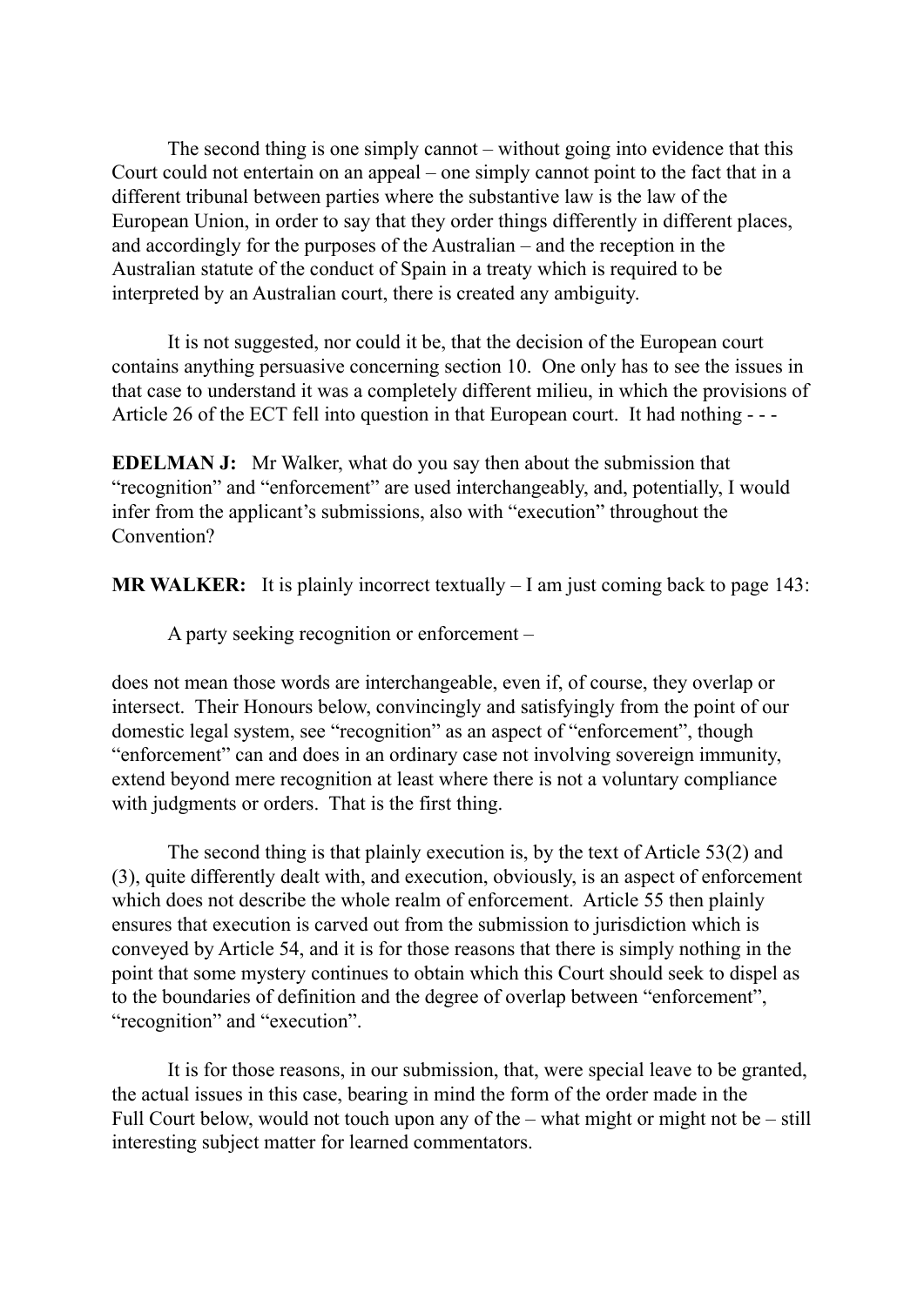The second thing is one simply cannot – without going into evidence that this Court could not entertain on an appeal – one simply cannot point to the fact that in a different tribunal between parties where the substantive law is the law of the European Union, in order to say that they order things differently in different places, and accordingly for the purposes of the Australian – and the reception in the Australian statute of the conduct of Spain in a treaty which is required to be interpreted by an Australian court, there is created any ambiguity.

It is not suggested, nor could it be, that the decision of the European court contains anything persuasive concerning section 10. One only has to see the issues in that case to understand it was a completely different milieu, in which the provisions of Article 26 of the ECT fell into question in that European court. It had nothing - - -

**EDELMAN J:** Mr Walker, what do you say then about the submission that "recognition" and "enforcement" are used interchangeably, and, potentially, I would infer from the applicant's submissions, also with "execution" throughout the Convention?

**MR WALKER:** It is plainly incorrect textually – I am just coming back to page 143:

> A party seeking recognition or enforcement –

does not mean those words are interchangeable, even if, of course, they overlap or intersect. Their Honours below, convincingly and satisfyingly from the point of our domestic legal system, see "recognition" as an aspect of "enforcement", though "enforcement" can and does in an ordinary case not involving sovereign immunity, extend beyond mere recognition at least where there is not a voluntary compliance with judgments or orders. That is the first thing.

The second thing is that plainly execution is, by the text of Article 53(2) and (3), quite differently dealt with, and execution, obviously, is an aspect of enforcement which does not describe the whole realm of enforcement. Article 55 then plainly ensures that execution is carved out from the submission to jurisdiction which is conveyed by Article 54, and it is for those reasons that there is simply nothing in the point that some mystery continues to obtain which this Court should seek to dispel as to the boundaries of definition and the degree of overlap between "enforcement", "recognition" and "execution".

It is for those reasons, in our submission, that, were special leave to be granted, the actual issues in this case, bearing in mind the form of the order made in the Full Court below, would not touch upon any of the – what might or might not be – still interesting subject matter for learned commentators.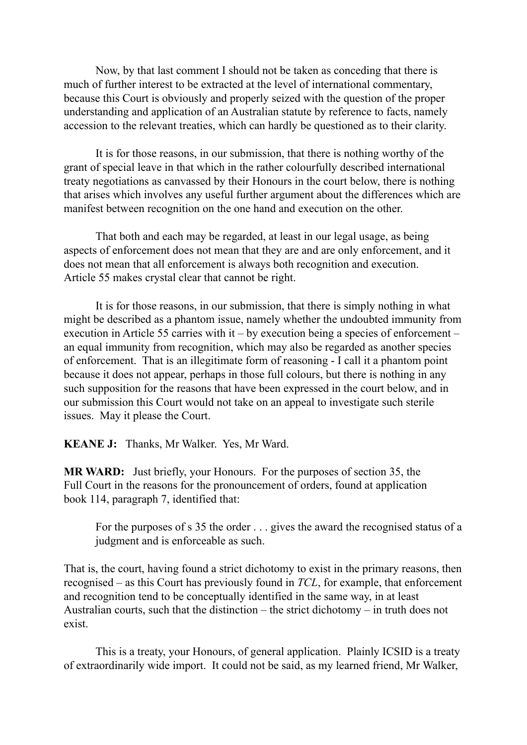Now, by that last comment I should not be taken as conceding that there is much of further interest to be extracted at the level of international commentary, because this Court is obviously and properly seized with the question of the proper understanding and application of an Australian statute by reference to facts, namely accession to the relevant treaties, which can hardly be questioned as to their clarity.

It is for those reasons, in our submission, that there is nothing worthy of the grant of special leave in that which in the rather colourfully described international treaty negotiations as canvassed by their Honours in the court below, there is nothing that arises which involves any useful further argument about the differences which are manifest between recognition on the one hand and execution on the other.

That both and each may be regarded, at least in our legal usage, as being aspects of enforcement does not mean that they are and are only enforcement, and it does not mean that all enforcement is always both recognition and execution. Article 55 makes crystal clear that cannot be right.

It is for those reasons, in our submission, that there is simply nothing in what might be described as a phantom issue, namely whether the undoubted immunity from execution in Article 55 carries with it – by execution being a species of enforcement – an equal immunity from recognition, which may also be regarded as another species of enforcement. That is an illegitimate form of reasoning - I call it a phantom point because it does not appear, perhaps in those full colours, but there is nothing in any such supposition for the reasons that have been expressed in the court below, and in our submission this Court would not take on an appeal to investigate such sterile issues. May it please the Court.

**KEANE J:** Thanks, Mr Walker. Yes, Mr Ward.

**MR WARD:** Just briefly, your Honours. For the purposes of section 35, the Full Court in the reasons for the pronouncement of orders, found at application book 114, paragraph 7, identified that:

> For the purposes of s 35 the order . . . gives the award the recognised status of a judgment and is enforceable as such.

That is, the court, having found a strict dichotomy to exist in the primary reasons, then recognised – as this Court has previously found in *TCL*, for example, that enforcement and recognition tend to be conceptually identified in the same way, in at least Australian courts, such that the distinction – the strict dichotomy – in truth does not exist.

This is a treaty, your Honours, of general application. Plainly ICSID is a treaty of extraordinarily wide import. It could not be said, as my learned friend, Mr Walker,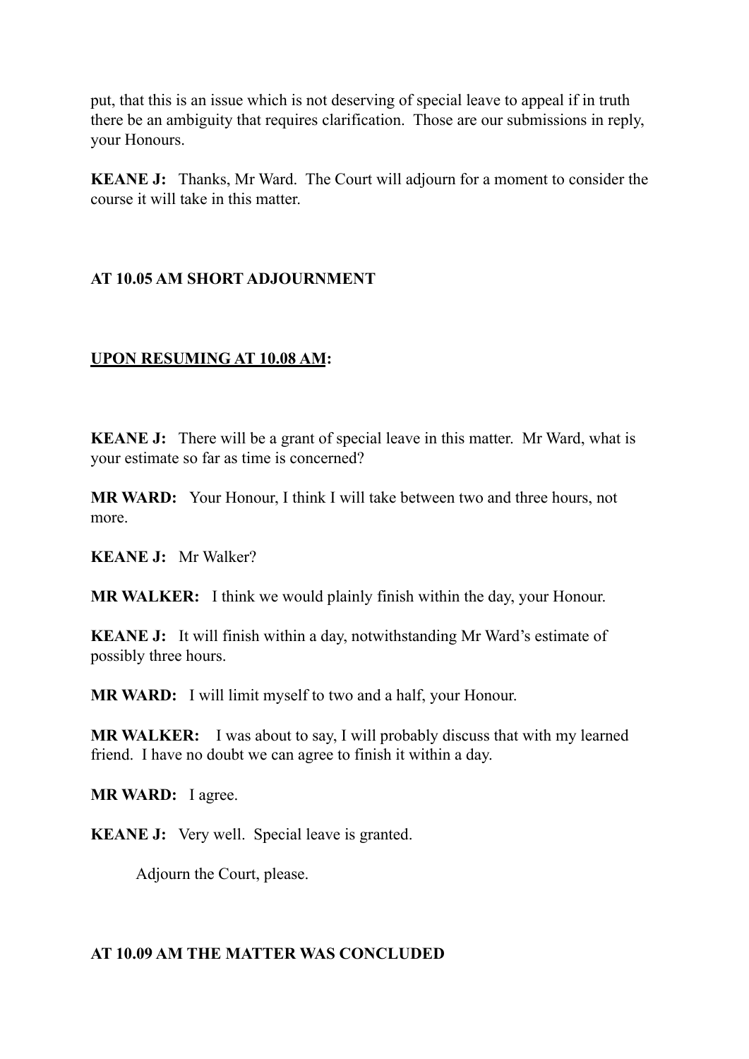put, that this is an issue which is not deserving of special leave to appeal if in truth there be an ambiguity that requires clarification. Those are our submissions in reply, your Honours.

**KEANE J:** Thanks, Mr Ward. The Court will adjourn for a moment to consider the course it will take in this matter.

**AT 10.05 AM SHORT ADJOURNMENT**

**UPON RESUMING AT 10.08 AM:**

**KEANE J:** There will be a grant of special leave in this matter. Mr Ward, what is your estimate so far as time is concerned?

**MR WARD:** Your Honour, I think I will take between two and three hours, not more.

**KEANE J:** Mr Walker?

**MR WALKER:** I think we would plainly finish within the day, your Honour.

**KEANE J:** It will finish within a day, notwithstanding Mr Ward's estimate of possibly three hours.

**MR WARD:** I will limit myself to two and a half, your Honour.

**MR WALKER:** I was about to say, I will probably discuss that with my learned friend. I have no doubt we can agree to finish it within a day.

**MR WARD:** I agree.

**KEANE J:** Very well. Special leave is granted.

Adjourn the Court, please.

**AT 10.09 AM THE MATTER WAS CONCLUDED**